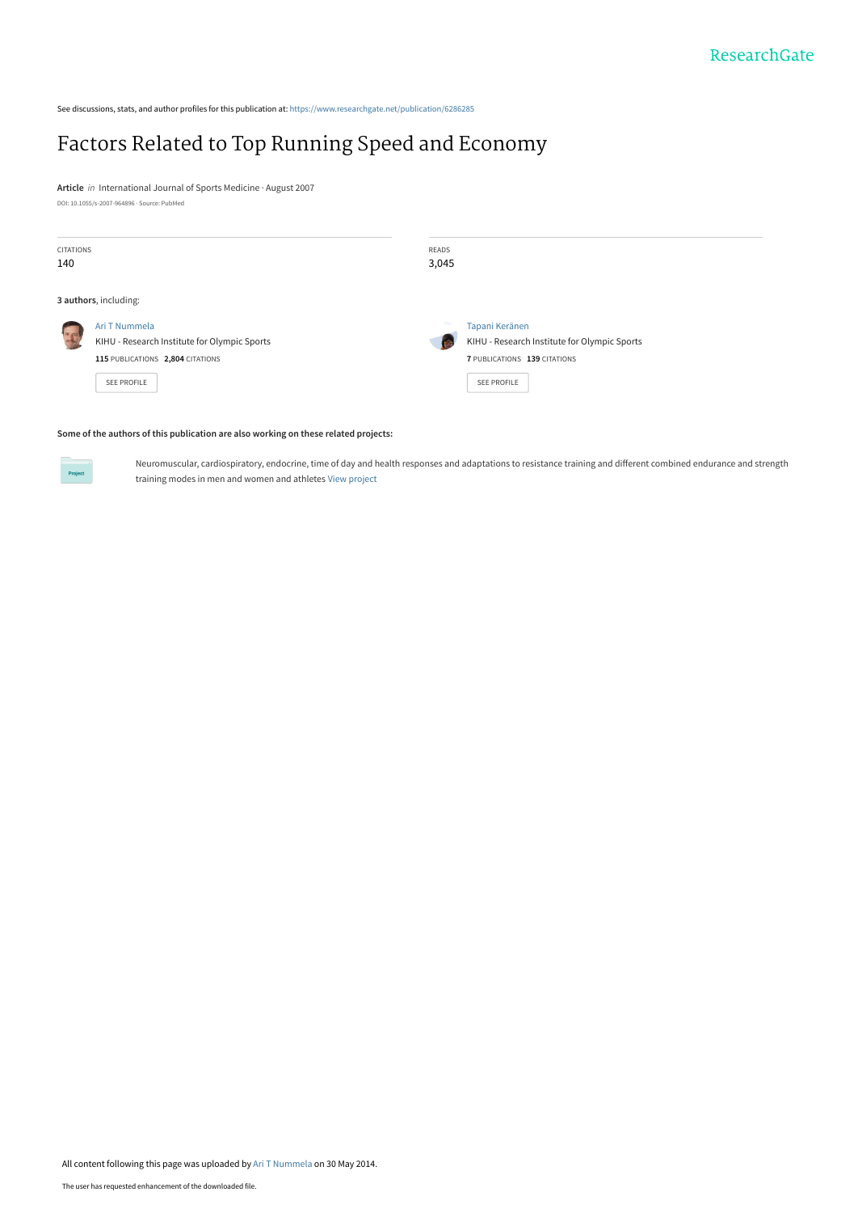See discussions, stats, and author profiles for this publication at: https://www.researchgate.net/publication/6286285

# Factors Related to Top Running Speed and Economy

**Article** *in* International Journal of Sports Medicine · August 2007

DOI: 10.1055/s-2007-964896 · Source: PubMed

CITATIONS
140

READS
3,045

**3 authors**, including:

Ari T Nummela
KIHU - Research Institute for Olympic Sports
**115** PUBLICATIONS **2,804** CITATIONS

SEE PROFILE

Tapani Keränen
KIHU - Research Institute for Olympic Sports
**7** PUBLICATIONS **139** CITATIONS

SEE PROFILE

**Some of the authors of this publication are also working on these related projects:**

Project: Neuromuscular, cardiospiratory, endocrine, time of day and health responses and adaptations to resistance training and different combined endurance and strength training modes in men and women and athletes View project

All content following this page was uploaded by Ari T Nummela on 30 May 2014.

The user has requested enhancement of the downloaded file.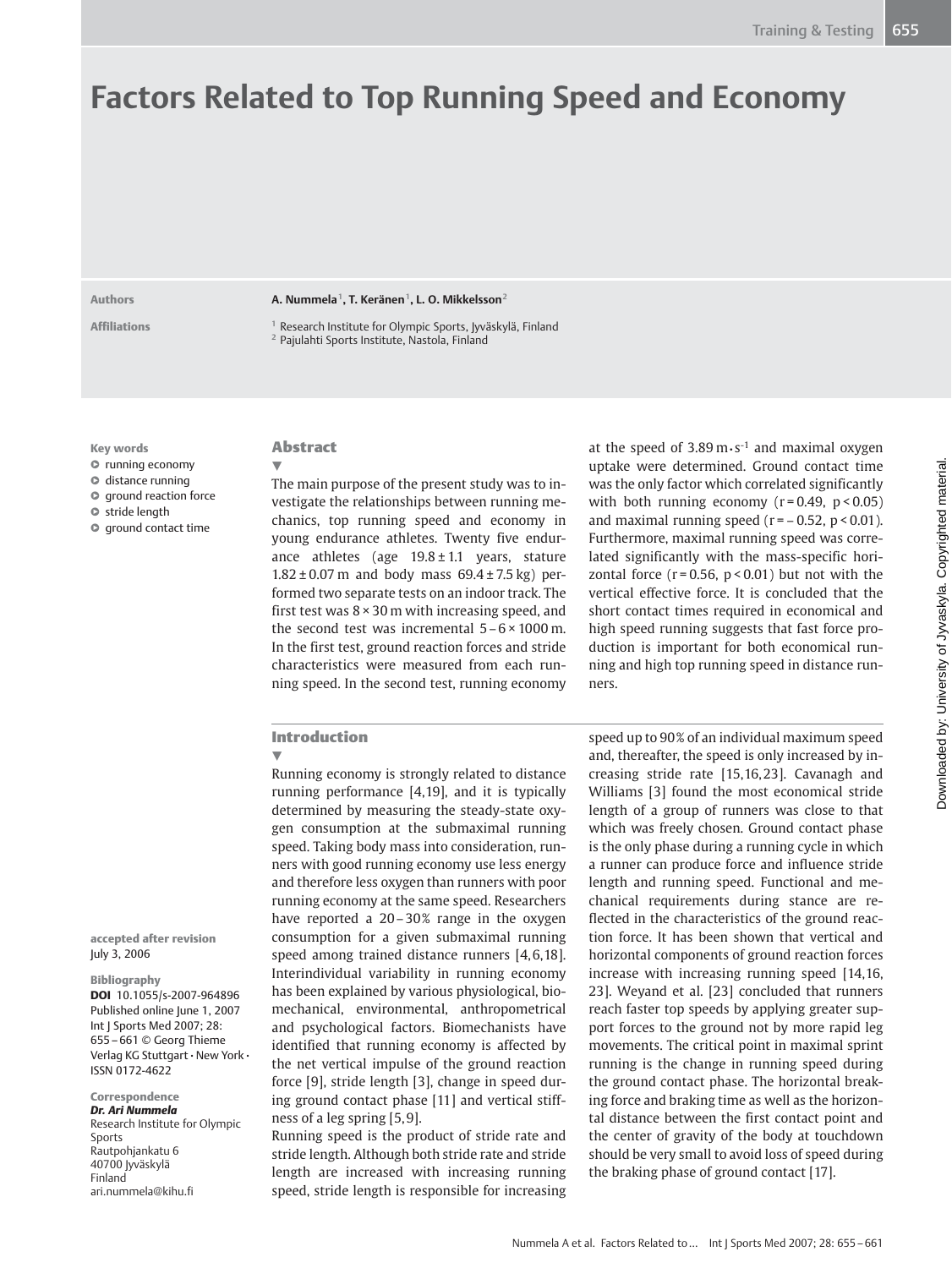# Factors Related to Top Running Speed and Economy

**Authors** A. Nummela[1], T. Keränen[1], L. O. Mikkelsson[2]

**Affiliations** [1] Research Institute for Olympic Sports, Jyväskylä, Finland
[2] Pajulahti Sports Institute, Nastola, Finland

**Key words**
- running economy
- distance running
- ground reaction force
- stride length
- ground contact time

**accepted after revision**
July 3, 2006

**Bibliography**
**DOI** 10.1055/s-2007-964896
Published online June 1, 2007
Int J Sports Med 2007; 28: 655–661 © Georg Thieme Verlag KG Stuttgart · New York · ISSN 0172-4622

**Correspondence**
***Dr. Ari Nummela***
Research Institute for Olympic Sports
Rautpohjankatu 6
40700 Jyväskylä
Finland
ari.nummela@kihu.fi

## Abstract

The main purpose of the present study was to investigate the relationships between running mechanics, top running speed and economy in young endurance athletes. Twenty five endurance athletes (age 19.8 ± 1.1 years, stature 1.82 ± 0.07 m and body mass 69.4 ± 7.5 kg) performed two separate tests on an indoor track. The first test was 8 × 30 m with increasing speed, and the second test was incremental 5–6 × 1000 m. In the first test, ground reaction forces and stride characteristics were measured from each running speed. In the second test, running economy at the speed of 3.89 $m \cdot s^{-1}$ and maximal oxygen uptake were determined. Ground contact time was the only factor which correlated significantly with both running economy ($r = 0.49$, $p < 0.05$) and maximal running speed ($r = -0.52$, $p < 0.01$). Furthermore, maximal running speed was correlated significantly with the mass-specific horizontal force ($r = 0.56$, $p < 0.01$) but not with the vertical effective force. It is concluded that the short contact times required in economical and high speed running suggests that fast force production is important for both economical running and high top running speed in distance runners.

## Introduction

Running economy is strongly related to distance running performance [4,19], and it is typically determined by measuring the steady-state oxygen consumption at the submaximal running speed. Taking body mass into consideration, runners with good running economy use less energy and therefore less oxygen than runners with poor running economy at the same speed. Researchers have reported a 20–30% range in the oxygen consumption for a given submaximal running speed among trained distance runners [4,6,18]. Interindividual variability in running economy has been explained by various physiological, biomechanical, environmental, anthropometrical and psychological factors. Biomechanists have identified that running economy is affected by the net vertical impulse of the ground reaction force [9], stride length [3], change in speed during ground contact phase [11] and vertical stiffness of a leg spring [5,9].

Running speed is the product of stride rate and stride length. Although both stride rate and stride length are increased with increasing running speed, stride length is responsible for increasing speed up to 90% of an individual maximum speed and, thereafter, the speed is only increased by increasing stride rate [15,16,23]. Cavanagh and Williams [3] found the most economical stride length of a group of runners was close to that which was freely chosen. Ground contact phase is the only phase during a running cycle in which a runner can produce force and influence stride length and running speed. Functional and mechanical requirements during stance are reflected in the characteristics of the ground reaction force. It has been shown that vertical and horizontal components of ground reaction forces increase with increasing running speed [14,16, 23]. Weyand et al. [23] concluded that runners reach faster top speeds by applying greater support forces to the ground not by more rapid leg movements. The critical point in maximal sprint running is the change in running speed during the ground contact phase. The horizontal breaking force and braking time as well as the horizontal distance between the first contact point and the center of gravity of the body at touchdown should be very small to avoid loss of speed during the braking phase of ground contact [17].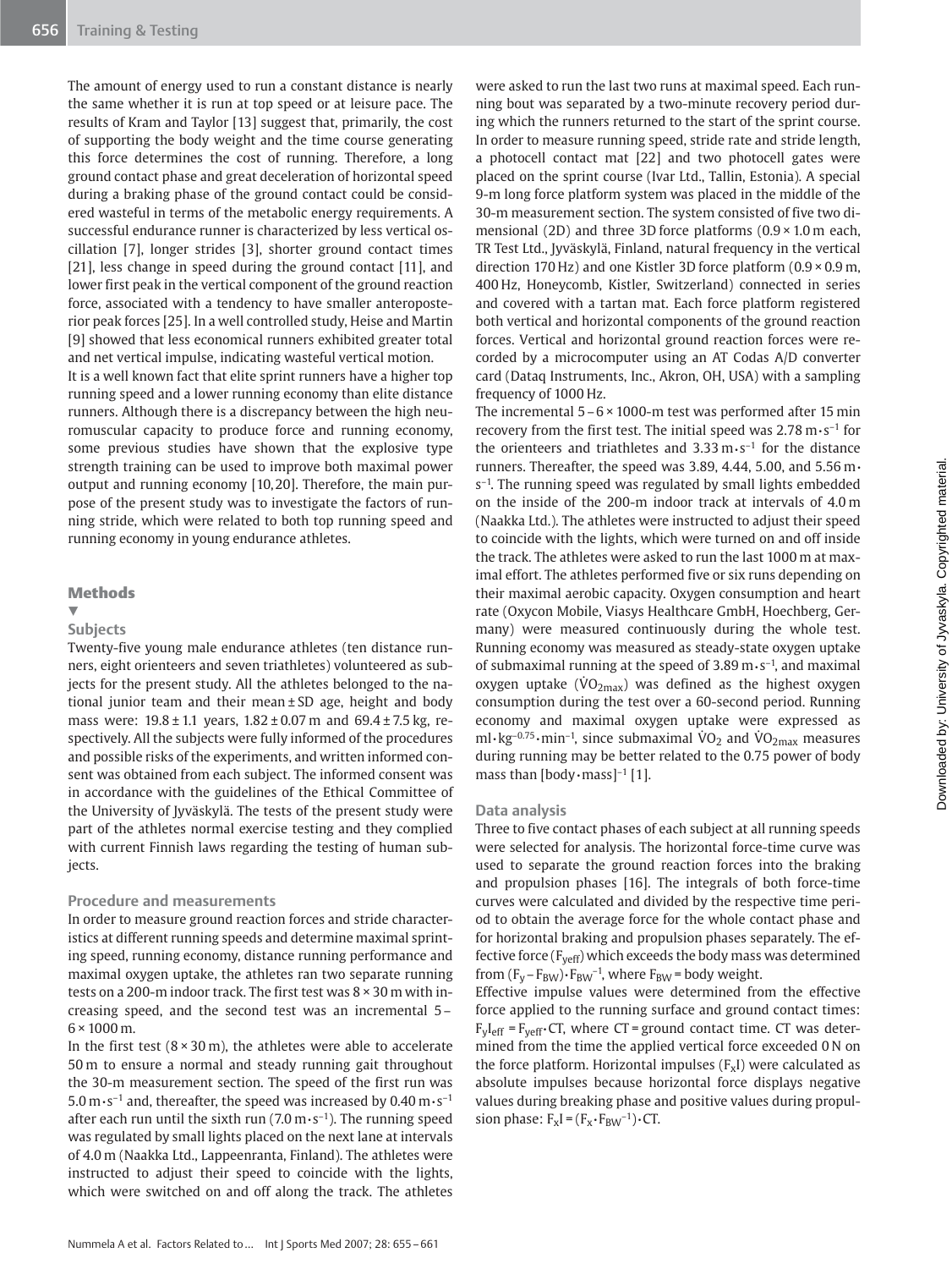The amount of energy used to run a constant distance is nearly the same whether it is run at top speed or at leisure pace. The results of Kram and Taylor [13] suggest that, primarily, the cost of supporting the body weight and the time course generating this force determines the cost of running. Therefore, a long ground contact phase and great deceleration of horizontal speed during a braking phase of the ground contact could be considered wasteful in terms of the metabolic energy requirements. A successful endurance runner is characterized by less vertical oscillation [7], longer strides [3], shorter ground contact times [21], less change in speed during the ground contact [11], and lower first peak in the vertical component of the ground reaction force, associated with a tendency to have smaller anteroposterior peak forces [25]. In a well controlled study, Heise and Martin [9] showed that less economical runners exhibited greater total and net vertical impulse, indicating wasteful vertical motion.

It is a well known fact that elite sprint runners have a higher top running speed and a lower running economy than elite distance runners. Although there is a discrepancy between the high neuromuscular capacity to produce force and running economy, some previous studies have shown that the explosive type strength training can be used to improve both maximal power output and running economy [10,20]. Therefore, the main purpose of the present study was to investigate the factors of running stride, which were related to both top running speed and running economy in young endurance athletes.

## Methods

### Subjects

Twenty-five young male endurance athletes (ten distance runners, eight orienteers and seven triathletes) volunteered as subjects for the present study. All the athletes belonged to the national junior team and their mean ± SD age, height and body mass were: 19.8 ± 1.1 years, 1.82 ± 0.07 m and 69.4 ± 7.5 kg, respectively. All the subjects were fully informed of the procedures and possible risks of the experiments, and written informed consent was obtained from each subject. The informed consent was in accordance with the guidelines of the Ethical Committee of the University of Jyväskylä. The tests of the present study were part of the athletes normal exercise testing and they complied with current Finnish laws regarding the testing of human subjects.

### Procedure and measurements

In order to measure ground reaction forces and stride characteristics at different running speeds and determine maximal sprinting speed, running economy, distance running performance and maximal oxygen uptake, the athletes ran two separate running tests on a 200-m indoor track. The first test was 8 × 30 m with increasing speed, and the second test was an incremental 5–6 × 1000 m.

In the first test (8 × 30 m), the athletes were able to accelerate 50 m to ensure a normal and steady running gait throughout the 30-m measurement section. The speed of the first run was $5.0\,m\cdot s^{-1}$ and, thereafter, the speed was increased by $0.40\,m\cdot s^{-1}$ after each run until the sixth run ($7.0\,m\cdot s^{-1}$). The running speed was regulated by small lights placed on the next lane at intervals of 4.0 m (Naakka Ltd., Lappeenranta, Finland). The athletes were instructed to adjust their speed to coincide with the lights, which were switched on and off along the track. The athletes were asked to run the last two runs at maximal speed. Each running bout was separated by a two-minute recovery period during which the runners returned to the start of the sprint course. In order to measure running speed, stride rate and stride length, a photocell contact mat [22] and two photocell gates were placed on the sprint course (Ivar Ltd., Tallin, Estonia). A special 9-m long force platform system was placed in the middle of the 30-m measurement section. The system consisted of five two dimensional (2D) and three 3D force platforms (0.9 × 1.0 m each, TR Test Ltd., Jyväskylä, Finland, natural frequency in the vertical direction 170 Hz) and one Kistler 3D force platform (0.9 × 0.9 m, 400 Hz, Honeycomb, Kistler, Switzerland) connected in series and covered with a tartan mat. Each force platform registered both vertical and horizontal components of the ground reaction forces. Vertical and horizontal ground reaction forces were recorded by a microcomputer using an AT Codas A/D converter card (Dataq Instruments, Inc., Akron, OH, USA) with a sampling frequency of 1000 Hz.

The incremental 5–6 × 1000-m test was performed after 15 min recovery from the first test. The initial speed was $2.78\,m\cdot s^{-1}$ for the orienteers and triathletes and $3.33\,m\cdot s^{-1}$ for the distance runners. Thereafter, the speed was 3.89, 4.44, 5.00, and $5.56\,m\cdot s^{-1}$. The running speed was regulated by small lights embedded on the inside of the 200-m indoor track at intervals of 4.0 m (Naakka Ltd.). The athletes were instructed to adjust their speed to coincide with the lights, which were turned on and off inside the track. The athletes were asked to run the last 1000 m at maximal effort. The athletes performed five or six runs depending on their maximal aerobic capacity. Oxygen consumption and heart rate (Oxycon Mobile, Viasys Healthcare GmbH, Hoechberg, Germany) were measured continuously during the whole test. Running economy was measured as steady-state oxygen uptake of submaximal running at the speed of $3.89\,m\cdot s^{-1}$, and maximal oxygen uptake ($\dot{V}O_{2max}$) was defined as the highest oxygen consumption during the test over a 60-second period. Running economy and maximal oxygen uptake were expressed as $ml\cdot kg^{-0.75}\cdot min^{-1}$, since submaximal $\dot{V}O_2$ and $\dot{V}O_{2max}$ measures during running may be better related to the 0.75 power of body mass than $[body\cdot mass]^{-1}$ [1].

### Data analysis

Three to five contact phases of each subject at all running speeds were selected for analysis. The horizontal force-time curve was used to separate the ground reaction forces into the braking and propulsion phases [16]. The integrals of both force-time curves were calculated and divided by the respective time period to obtain the average force for the whole contact phase and for horizontal braking and propulsion phases separately. The effective force ($F_{yeff}$) which exceeds the body mass was determined from $(F_y - F_{BW})\cdot F_{BW}^{-1}$, where $F_{BW}$ = body weight.

Effective impulse values were determined from the effective force applied to the running surface and ground contact times: $F_yI_{eff} = F_{yeff}\cdot CT$, where CT = ground contact time. CT was determined from the time the applied vertical force exceeded 0 N on the force platform. Horizontal impulses ($F_xI$) were calculated as absolute impulses because horizontal force displays negative values during breaking phase and positive values during propulsion phase: $F_xI = (F_x\cdot F_{BW}^{-1})\cdot CT$.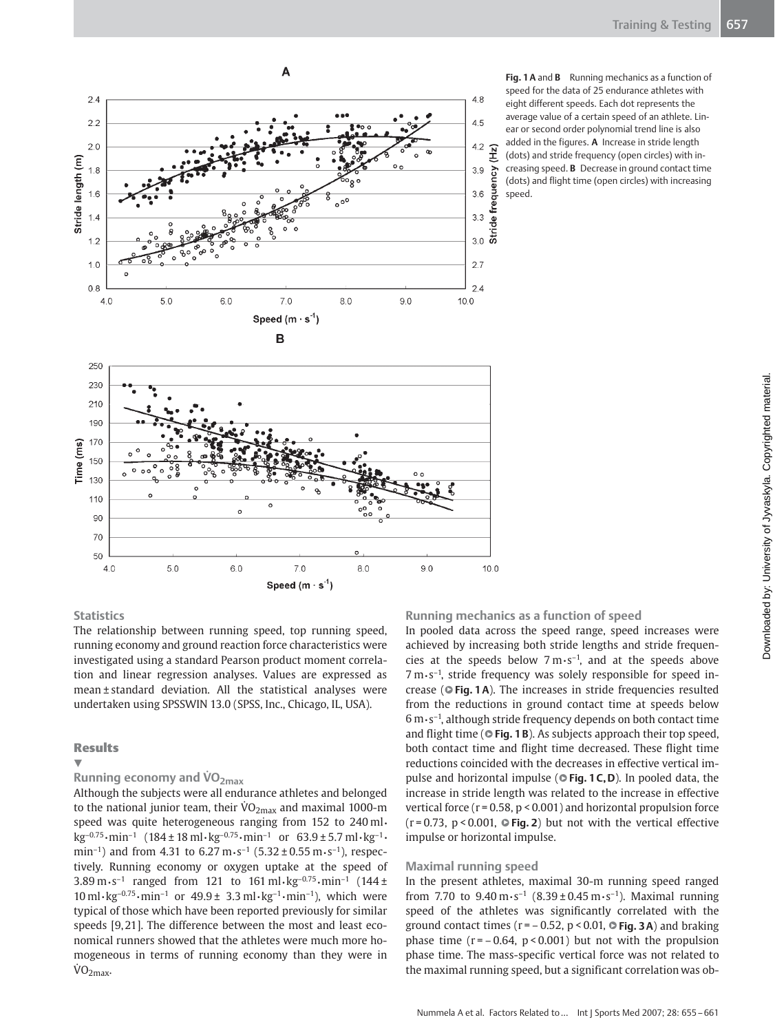**Fig. 1 A** and **B** Running mechanics as a function of speed for the data of 25 endurance athletes with eight different speeds. Each dot represents the average value of a certain speed of an athlete. Linear or second order polynomial trend line is also added in the figures. **A** Increase in stride length (dots) and stride frequency (open circles) with increasing speed. **B** Decrease in ground contact time (dots) and flight time (open circles) with increasing speed.

### Statistics

The relationship between running speed, top running speed, running economy and ground reaction force characteristics were investigated using a standard Pearson product moment correlation and linear regression analyses. Values are expressed as mean ± standard deviation. All the statistical analyses were undertaken using SPSSWIN 13.0 (SPSS, Inc., Chicago, IL, USA).

## Results

### Running economy and $\dot{V}O_{2max}$

Although the subjects were all endurance athletes and belonged to the national junior team, their $\dot{V}O_{2max}$ and maximal 1000-m speed was quite heterogeneous ranging from 152 to 240 $ml \cdot kg^{-0.75} \cdot min^{-1}$ (184 ± 18 $ml \cdot kg^{-0.75} \cdot min^{-1}$ or 63.9 ± 5.7 $ml \cdot kg^{-1} \cdot min^{-1}$) and from 4.31 to 6.27 $m \cdot s^{-1}$ (5.32 ± 0.55 $m \cdot s^{-1}$), respectively. Running economy or oxygen uptake at the speed of 3.89 $m \cdot s^{-1}$ ranged from 121 to 161 $ml \cdot kg^{-0.75} \cdot min^{-1}$ (144 ± 10 $ml \cdot kg^{-0.75} \cdot min^{-1}$ or 49.9 ± 3.3 $ml \cdot kg^{-1} \cdot min^{-1}$), which were typical of those which have been reported previously for similar speeds [9,21]. The difference between the most and least economical runners showed that the athletes were much more homogeneous in terms of running economy than they were in $\dot{V}O_{2max}$.

### Running mechanics as a function of speed

In pooled data across the speed range, speed increases were achieved by increasing both stride lengths and stride frequencies at the speeds below 7 $m \cdot s^{-1}$, and at the speeds above 7 $m \cdot s^{-1}$, stride frequency was solely responsible for speed increase (**Fig. 1 A**). The increases in stride frequencies resulted from the reductions in ground contact time at speeds below 6 $m \cdot s^{-1}$, although stride frequency depends on both contact time and flight time (**Fig. 1 B**). As subjects approach their top speed, both contact time and flight time decreased. These flight time reductions coincided with the decreases in effective vertical impulse and horizontal impulse (**Fig. 1 C, D**). In pooled data, the increase in stride length was related to the increase in effective vertical force ($r = 0.58$, $p < 0.001$) and horizontal propulsion force ($r = 0.73$, $p < 0.001$, **Fig. 2**) but not with the vertical effective impulse or horizontal impulse.

### Maximal running speed

In the present athletes, maximal 30-m running speed ranged from 7.70 to 9.40 $m \cdot s^{-1}$ (8.39 ± 0.45 $m \cdot s^{-1}$). Maximal running speed of the athletes was significantly correlated with the ground contact times ($r = -0.52$, $p < 0.01$, **Fig. 3 A**) and braking phase time ($r = -0.64$, $p < 0.001$) but not with the propulsion phase time. The mass-specific vertical force was not related to the maximal running speed, but a significant correlation was ob-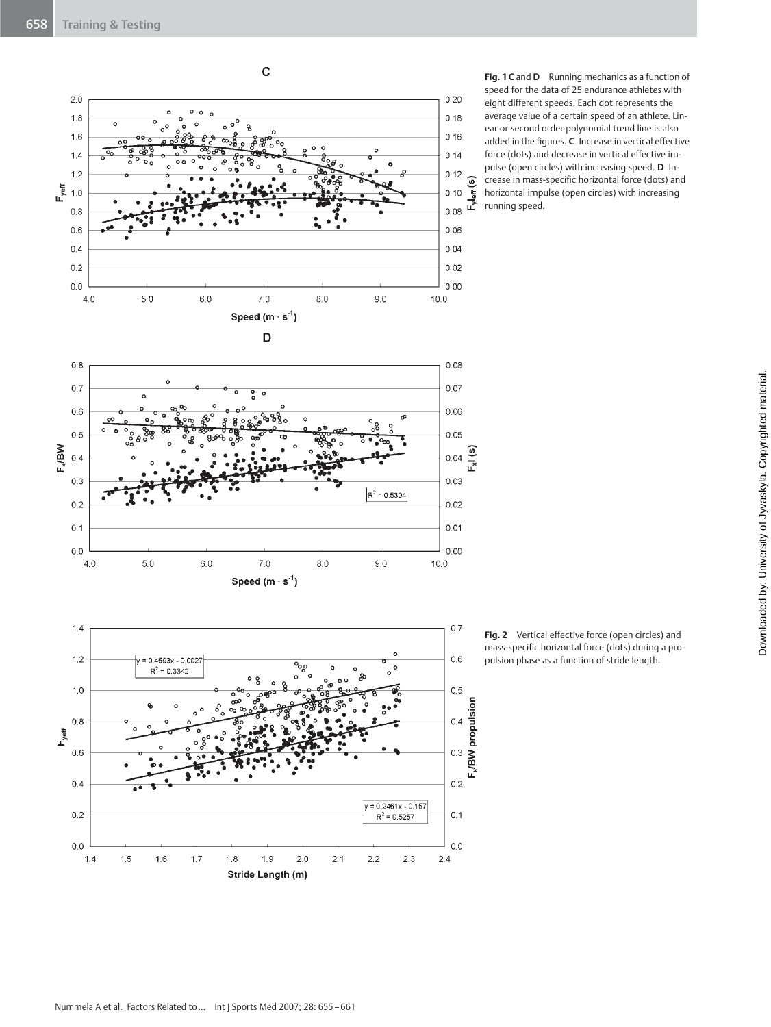**Fig. 1 C** and **D** Running mechanics as a function of speed for the data of 25 endurance athletes with eight different speeds. Each dot represents the average value of a certain speed of an athlete. Linear or second order polynomial trend line is also added in the figures. **C** Increase in vertical effective force (dots) and decrease in vertical effective impulse (open circles) with increasing speed. **D** Increase in mass-specific horizontal force (dots) and horizontal impulse (open circles) with increasing running speed.

**Fig. 2** Vertical effective force (open circles) and mass-specific horizontal force (dots) during a propulsion phase as a function of stride length.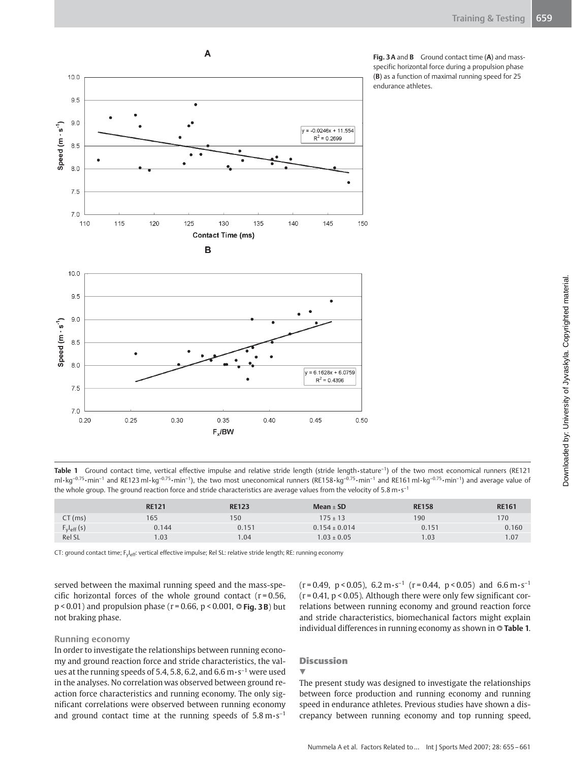**Fig. 3 A** and **B** Ground contact time (**A**) and mass-specific horizontal force during a propulsion phase (**B**) as a function of maximal running speed for 25 endurance athletes.

**Table 1** Ground contact time, vertical effective impulse and relative stride length (stride length·stature$^{-1}$) of the two most economical runners (RE121 ml·kg$^{-0.75}$·min$^{-1}$ and RE123 ml·kg$^{-0.75}$·min$^{-1}$), the two most uneconomical runners (RE158·kg$^{-0.75}$·min$^{-1}$ and RE161 ml·kg$^{-0.75}$·min$^{-1}$) and average value of the whole group. The ground reaction force and stride characteristics are average values from the velocity of 5.8 m·s$^{-1}$

| | RE121 | RE123 | Mean ± SD | RE158 | RE161 |
|---|---|---|---|---|---|
| CT (ms) | 165 | 150 | 175 ± 13 | 190 | 170 |
| $F_yI_{eff}$ (s) | 0.144 | 0.151 | 0.154 ± 0.014 | 0.151 | 0.160 |
| Rel SL | 1.03 | 1.04 | 1.03 ± 0.05 | 1.03 | 1.07 |

CT: ground contact time; $F_yI_{eff}$: vertical effective impulse; Rel SL: relative stride length; RE: running economy

served between the maximal running speed and the mass-specific horizontal forces of the whole ground contact ($r = 0.56$, $p < 0.01$) and propulsion phase ($r = 0.66$, $p < 0.001$, **Fig. 3B**) but not braking phase.

### Running economy

In order to investigate the relationships between running economy and ground reaction force and stride characteristics, the values at the running speeds of 5.4, 5.8, 6.2, and 6.6 m·s$^{-1}$ were used in the analyses. No correlation was observed between ground reaction force characteristics and running economy. The only significant correlations were observed between running economy and ground contact time at the running speeds of 5.8 m·s$^{-1}$ ($r = 0.49$, $p < 0.05$), 6.2 m·s$^{-1}$ ($r = 0.44$, $p < 0.05$) and 6.6 m·s$^{-1}$ ($r = 0.41$, $p < 0.05$). Although there were only few significant correlations between running economy and ground reaction force and stride characteristics, biomechanical factors might explain individual differences in running economy as shown in **Table 1**.

## Discussion

The present study was designed to investigate the relationships between force production and running economy and running speed in endurance athletes. Previous studies have shown a discrepancy between running economy and top running speed,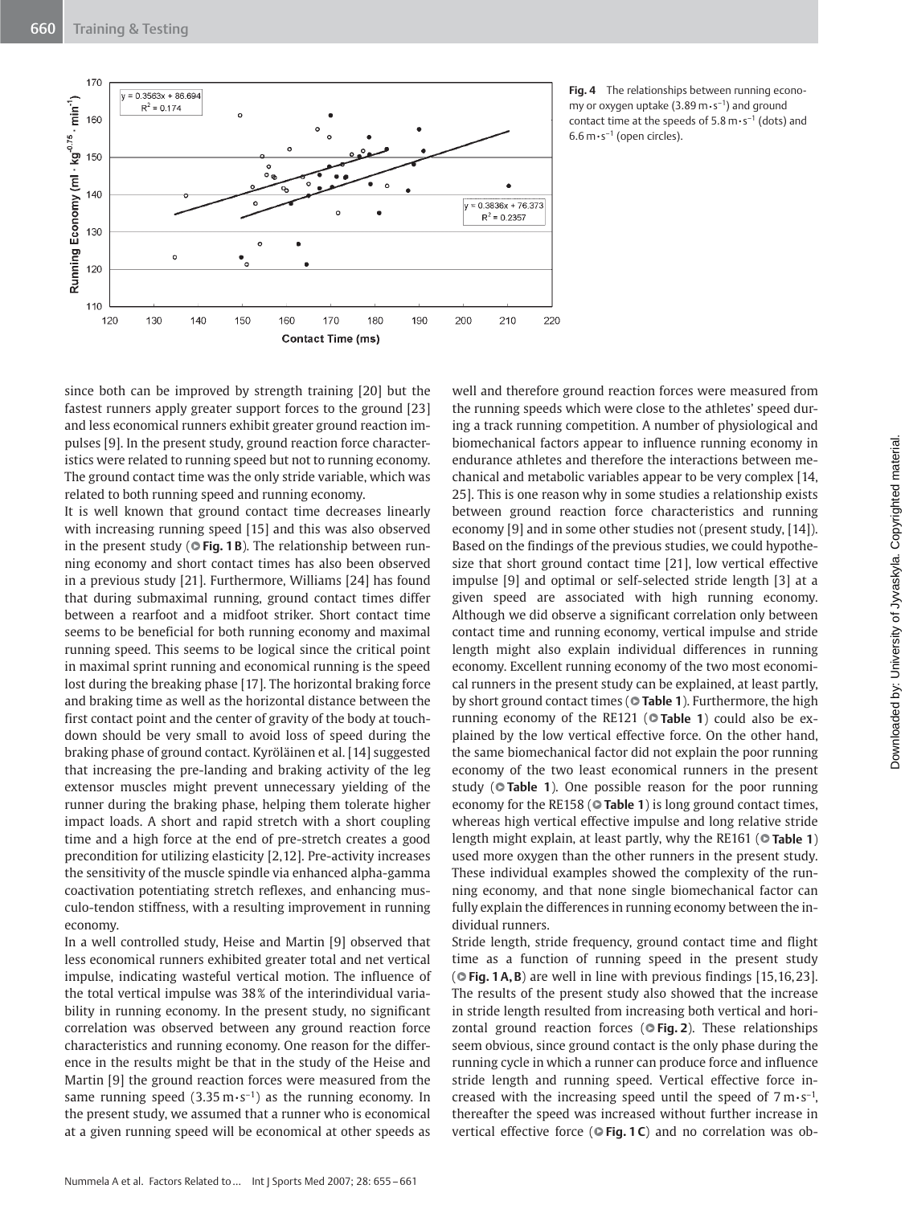**Fig. 4** The relationships between running economy or oxygen uptake ($3.89\,m \cdot s^{-1}$) and ground contact time at the speeds of $5.8\,m \cdot s^{-1}$ (dots) and $6.6\,m \cdot s^{-1}$ (open circles).

since both can be improved by strength training [20] but the fastest runners apply greater support forces to the ground [23] and less economical runners exhibit greater ground reaction impulses [9]. In the present study, ground reaction force characteristics were related to running speed but not to running economy. The ground contact time was the only stride variable, which was related to both running speed and running economy.

It is well known that ground contact time decreases linearly with increasing running speed [15] and this was also observed in the present study (**Fig. 1 B**). The relationship between running economy and short contact times has also been observed in a previous study [21]. Furthermore, Williams [24] has found that during submaximal running, ground contact times differ between a rearfoot and a midfoot striker. Short contact time seems to be beneficial for both running economy and maximal running speed. This seems to be logical since the critical point in maximal sprint running and economical running is the speed lost during the breaking phase [17]. The horizontal braking force and braking time as well as the horizontal distance between the first contact point and the center of gravity of the body at touchdown should be very small to avoid loss of speed during the braking phase of ground contact. Kyröläinen et al. [14] suggested that increasing the pre-landing and braking activity of the leg extensor muscles might prevent unnecessary yielding of the runner during the braking phase, helping them tolerate higher impact loads. A short and rapid stretch with a short coupling time and a high force at the end of pre-stretch creates a good precondition for utilizing elasticity [2,12]. Pre-activity increases the sensitivity of the muscle spindle via enhanced alpha-gamma coactivation potentiating stretch reflexes, and enhancing musculo-tendon stiffness, with a resulting improvement in running economy.

In a well controlled study, Heise and Martin [9] observed that less economical runners exhibited greater total and net vertical impulse, indicating wasteful vertical motion. The influence of the total vertical impulse was 38% of the interindividual variability in running economy. In the present study, no significant correlation was observed between any ground reaction force characteristics and running economy. One reason for the difference in the results might be that in the study of the Heise and Martin [9] the ground reaction forces were measured from the same running speed ($3.35\,m \cdot s^{-1}$) as the running economy. In the present study, we assumed that a runner who is economical at a given running speed will be economical at other speeds as well and therefore ground reaction forces were measured from the running speeds which were close to the athletes' speed during a track running competition. A number of physiological and biomechanical factors appear to influence running economy in endurance athletes and therefore the interactions between mechanical and metabolic variables appear to be very complex [14, 25]. This is one reason why in some studies a relationship exists between ground reaction force characteristics and running economy [9] and in some other studies not (present study, [14]). Based on the findings of the previous studies, we could hypothesize that short ground contact time [21], low vertical effective impulse [9] and optimal or self-selected stride length [3] at a given speed are associated with high running economy. Although we did observe a significant correlation only between contact time and running economy, vertical impulse and stride length might also explain individual differences in running economy. Excellent running economy of the two most economical runners in the present study can be explained, at least partly, by short ground contact times (**Table 1**). Furthermore, the high running economy of the RE121 (**Table 1**) could also be explained by the low vertical effective force. On the other hand, the same biomechanical factor did not explain the poor running economy of the two least economical runners in the present study (**Table 1**). One possible reason for the poor running economy for the RE158 (**Table 1**) is long ground contact times, whereas high vertical effective impulse and long relative stride length might explain, at least partly, why the RE161 (**Table 1**) used more oxygen than the other runners in the present study. These individual examples showed the complexity of the running economy, and that none single biomechanical factor can fully explain the differences in running economy between the individual runners.

Stride length, stride frequency, ground contact time and flight time as a function of running speed in the present study (**Fig. 1 A, B**) are well in line with previous findings [15,16,23]. The results of the present study also showed that the increase in stride length resulted from increasing both vertical and horizontal ground reaction forces (**Fig. 2**). These relationships seem obvious, since ground contact is the only phase during the running cycle in which a runner can produce force and influence stride length and running speed. Vertical effective force increased with the increasing speed until the speed of $7\,m \cdot s^{-1}$, thereafter the speed was increased without further increase in vertical effective force (**Fig. 1 C**) and no correlation was ob-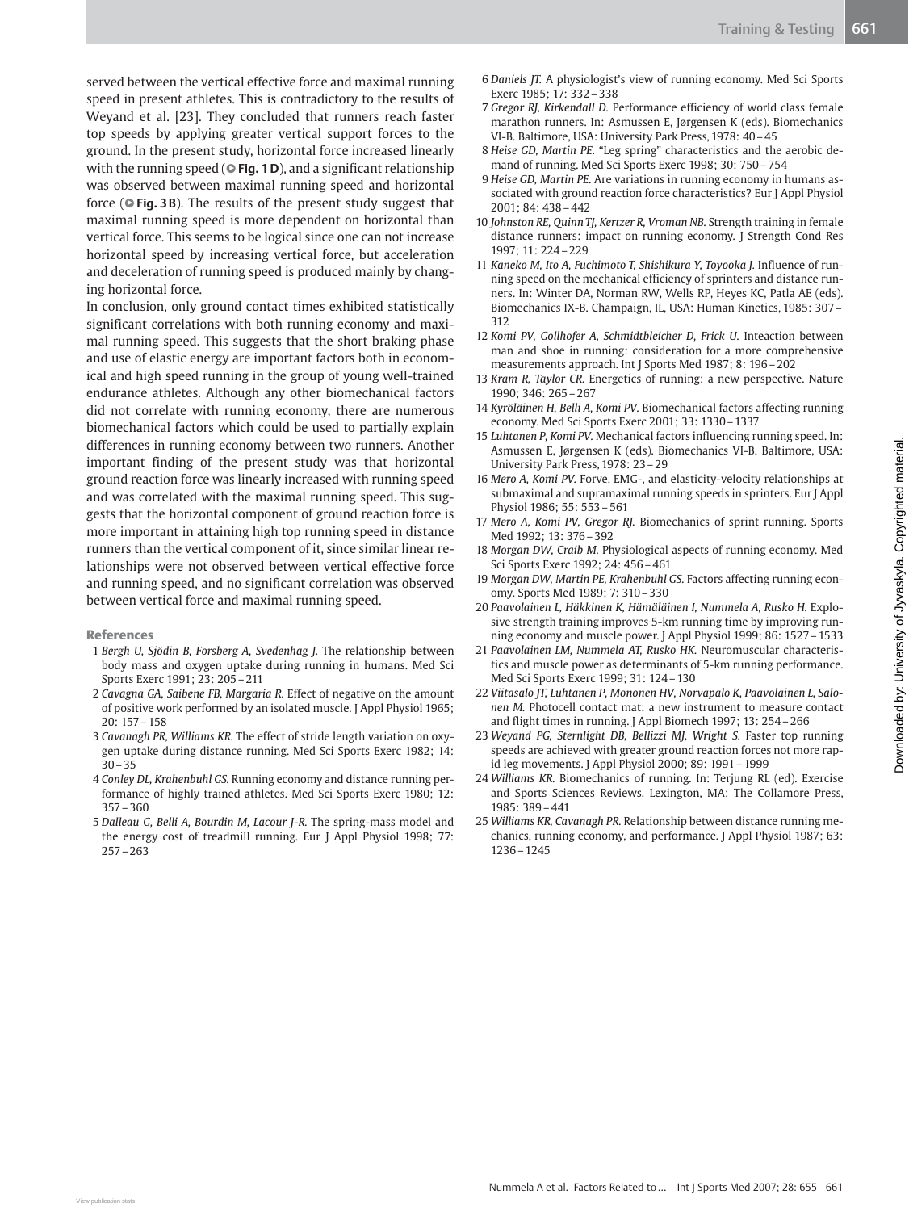served between the vertical effective force and maximal running speed in present athletes. This is contradictory to the results of Weyand et al. [23]. They concluded that runners reach faster top speeds by applying greater vertical support forces to the ground. In the present study, horizontal force increased linearly with the running speed (**Fig. 1 D**), and a significant relationship was observed between maximal running speed and horizontal force (**Fig. 3 B**). The results of the present study suggest that maximal running speed is more dependent on horizontal than vertical force. This seems to be logical since one can not increase horizontal speed by increasing vertical force, but acceleration and deceleration of running speed is produced mainly by changing horizontal force.

In conclusion, only ground contact times exhibited statistically significant correlations with both running economy and maximal running speed. This suggests that the short braking phase and use of elastic energy are important factors both in economical and high speed running in the group of young well-trained endurance athletes. Although any other biomechanical factors did not correlate with running economy, there are numerous biomechanical factors which could be used to partially explain differences in running economy between two runners. Another important finding of the present study was that horizontal ground reaction force was linearly increased with running speed and was correlated with the maximal running speed. This suggests that the horizontal component of ground reaction force is more important in attaining high top running speed in distance runners than the vertical component of it, since similar linear relationships were not observed between vertical effective force and running speed, and no significant correlation was observed between vertical force and maximal running speed.

## References

1. *Bergh U, Sjödin B, Forsberg A, Svedenhag J.* The relationship between body mass and oxygen uptake during running in humans. Med Sci Sports Exerc 1991; 23: 205 – 211
2. *Cavagna GA, Saibene FB, Margaria R.* Effect of negative on the amount of positive work performed by an isolated muscle. J Appl Physiol 1965; 20: 157 – 158
3. *Cavanagh PR, Williams KR.* The effect of stride length variation on oxygen uptake during distance running. Med Sci Sports Exerc 1982; 14: 30 – 35
4. *Conley DL, Krahenbuhl GS.* Running economy and distance running performance of highly trained athletes. Med Sci Sports Exerc 1980; 12: 357 – 360
5. *Dalleau G, Belli A, Bourdin M, Lacour J-R.* The spring-mass model and the energy cost of treadmill running. Eur J Appl Physiol 1998; 77: 257 – 263
6. *Daniels JT.* A physiologist's view of running economy. Med Sci Sports Exerc 1985; 17: 332 – 338
7. *Gregor RJ, Kirkendall D.* Performance efficiency of world class female marathon runners. In: Asmussen E, Jørgensen K (eds). Biomechanics VI-B. Baltimore, USA: University Park Press, 1978: 40 – 45
8. *Heise GD, Martin PE.* "Leg spring" characteristics and the aerobic demand of running. Med Sci Sports Exerc 1998; 30: 750 – 754
9. *Heise GD, Martin PE.* Are variations in running economy in humans associated with ground reaction force characteristics? Eur J Appl Physiol 2001; 84: 438 – 442
10. *Johnston RE, Quinn TJ, Kertzer R, Vroman NB.* Strength training in female distance runners: impact on running economy. J Strength Cond Res 1997; 11: 224 – 229
11. *Kaneko M, Ito A, Fuchimoto T, Shishikura Y, Toyooka J.* Influence of running speed on the mechanical efficiency of sprinters and distance runners. In: Winter DA, Norman RW, Wells RP, Heyes KC, Patla AE (eds). Biomechanics IX-B. Champaign, IL, USA: Human Kinetics, 1985: 307 – 312
12. *Komi PV, Gollhofer A, Schmidtbleicher D, Frick U.* Inteaction between man and shoe in running: consideration for a more comprehensive measurements approach. Int J Sports Med 1987; 8: 196 – 202
13. *Kram R, Taylor CR.* Energetics of running: a new perspective. Nature 1990; 346: 265 – 267
14. *Kyröläinen H, Belli A, Komi PV.* Biomechanical factors affecting running economy. Med Sci Sports Exerc 2001; 33: 1330 – 1337
15. *Luhtanen P, Komi PV.* Mechanical factors influencing running speed. In: Asmussen E, Jørgensen K (eds). Biomechanics VI-B. Baltimore, USA: University Park Press, 1978: 23 – 29
16. *Mero A, Komi PV.* Forve, EMG-, and elasticity-velocity relationships at submaximal and supramaximal running speeds in sprinters. Eur J Appl Physiol 1986; 55: 553 – 561
17. *Mero A, Komi PV, Gregor RJ.* Biomechanics of sprint running. Sports Med 1992; 13: 376 – 392
18. *Morgan DW, Craib M.* Physiological aspects of running economy. Med Sci Sports Exerc 1992; 24: 456 – 461
19. *Morgan DW, Martin PE, Krahenbuhl GS.* Factors affecting running economy. Sports Med 1989; 7: 310 – 330
20. *Paavolainen L, Häkkinen K, Hämäläinen I, Nummela A, Rusko H.* Explosive strength training improves 5-km running time by improving running economy and muscle power. J Appl Physiol 1999; 86: 1527 – 1533
21. *Paavolainen LM, Nummela AT, Rusko HK.* Neuromuscular characteristics and muscle power as determinants of 5-km running performance. Med Sci Sports Exerc 1999; 31: 124 – 130
22. *Viitasalo JT, Luhtanen P, Mononen HV, Norvapalo K, Paavolainen L, Salonen M.* Photocell contact mat: a new instrument to measure contact and flight times in running. J Appl Biomech 1997; 13: 254 – 266
23. *Weyand PG, Sternlight DB, Bellizzi MJ, Wright S.* Faster top running speeds are achieved with greater ground reaction forces not more rapid leg movements. J Appl Physiol 2000; 89: 1991 – 1999
24. *Williams KR.* Biomechanics of running. In: Terjung RL (ed). Exercise and Sports Sciences Reviews. Lexington, MA: The Collamore Press, 1985: 389 – 441
25. *Williams KR, Cavanagh PR.* Relationship between distance running mechanics, running economy, and performance. J Appl Physiol 1987; 63: 1236 – 1245